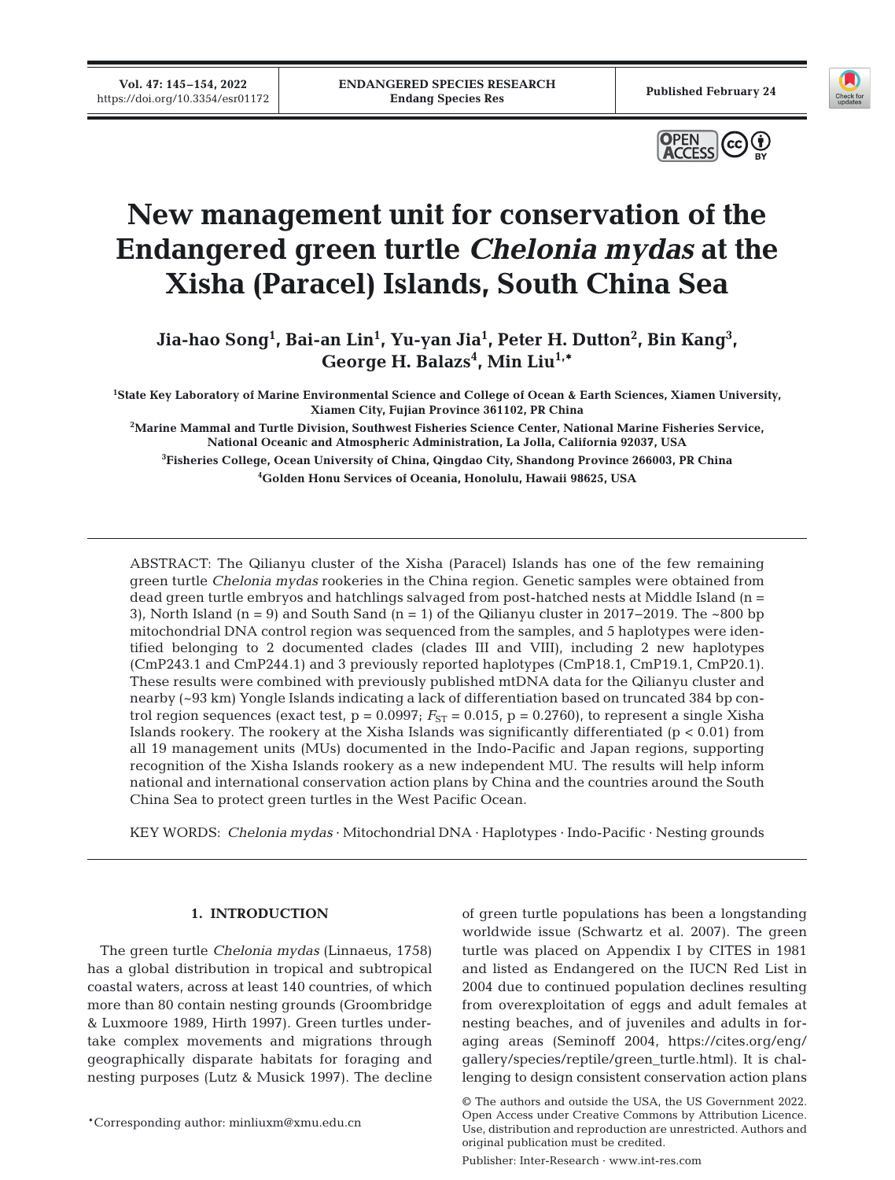# New management unit for conservation of the Endangered green turtle *Chelonia mydas* at the Xisha (Paracel) Islands, South China Sea

**Jia-hao Song[1], Bai-an Lin[1], Yu-yan Jia[1], Peter H. Dutton[2], Bin Kang[3], George H. Balazs[4], Min Liu[1,*]**

[1]State Key Laboratory of Marine Environmental Science and College of Ocean & Earth Sciences, Xiamen University, Xiamen City, Fujian Province 361102, PR China

[2]Marine Mammal and Turtle Division, Southwest Fisheries Science Center, National Marine Fisheries Service, National Oceanic and Atmospheric Administration, La Jolla, California 92037, USA

[3]Fisheries College, Ocean University of China, Qingdao City, Shandong Province 266003, PR China

[4]Golden Honu Services of Oceania, Honolulu, Hawaii 98625, USA

ABSTRACT: The Qilianyu cluster of the Xisha (Paracel) Islands has one of the few remaining green turtle *Chelonia mydas* rookeries in the China region. Genetic samples were obtained from dead green turtle embryos and hatchlings salvaged from post-hatched nests at Middle Island (n = 3), North Island (n = 9) and South Sand (n = 1) of the Qilianyu cluster in 2017–2019. The ~800 bp mitochondrial DNA control region was sequenced from the samples, and 5 haplotypes were identified belonging to 2 documented clades (clades III and VIII), including 2 new haplotypes (CmP243.1 and CmP244.1) and 3 previously reported haplotypes (CmP18.1, CmP19.1, CmP20.1). These results were combined with previously published mtDNA data for the Qilianyu cluster and nearby (~93 km) Yongle Islands indicating a lack of differentiation based on truncated 384 bp control region sequences (exact test, p = 0.0997; $F_{ST}$ = 0.015, p = 0.2760), to represent a single Xisha Islands rookery. The rookery at the Xisha Islands was significantly differentiated ($p < 0.01$) from all 19 management units (MUs) documented in the Indo-Pacific and Japan regions, supporting recognition of the Xisha Islands rookery as a new independent MU. The results will help inform national and international conservation action plans by China and the countries around the South China Sea to protect green turtles in the West Pacific Ocean.

KEY WORDS: *Chelonia mydas* · Mitochondrial DNA · Haplotypes · Indo-Pacific · Nesting grounds

## 1. INTRODUCTION

The green turtle *Chelonia mydas* (Linnaeus, 1758) has a global distribution in tropical and subtropical coastal waters, across at least 140 countries, of which more than 80 contain nesting grounds (Groombridge & Luxmoore 1989, Hirth 1997). Green turtles undertake complex movements and migrations through geographically disparate habitats for foraging and nesting purposes (Lutz & Musick 1997). The decline of green turtle populations has been a longstanding worldwide issue (Schwartz et al. 2007). The green turtle was placed on Appendix I by CITES in 1981 and listed as Endangered on the IUCN Red List in 2004 due to continued population declines resulting from overexploitation of eggs and adult females at nesting beaches, and of juveniles and adults in foraging areas (Seminoff 2004, https://cites.org/eng/gallery/species/reptile/green_turtle.html). It is challenging to design consistent conservation action plans

*Corresponding author: minliuxm@xmu.edu.cn

© The authors and outside the USA, the US Government 2022. Open Access under Creative Commons by Attribution Licence. Use, distribution and reproduction are unrestricted. Authors and original publication must be credited.

Publisher: Inter-Research · www.int-res.com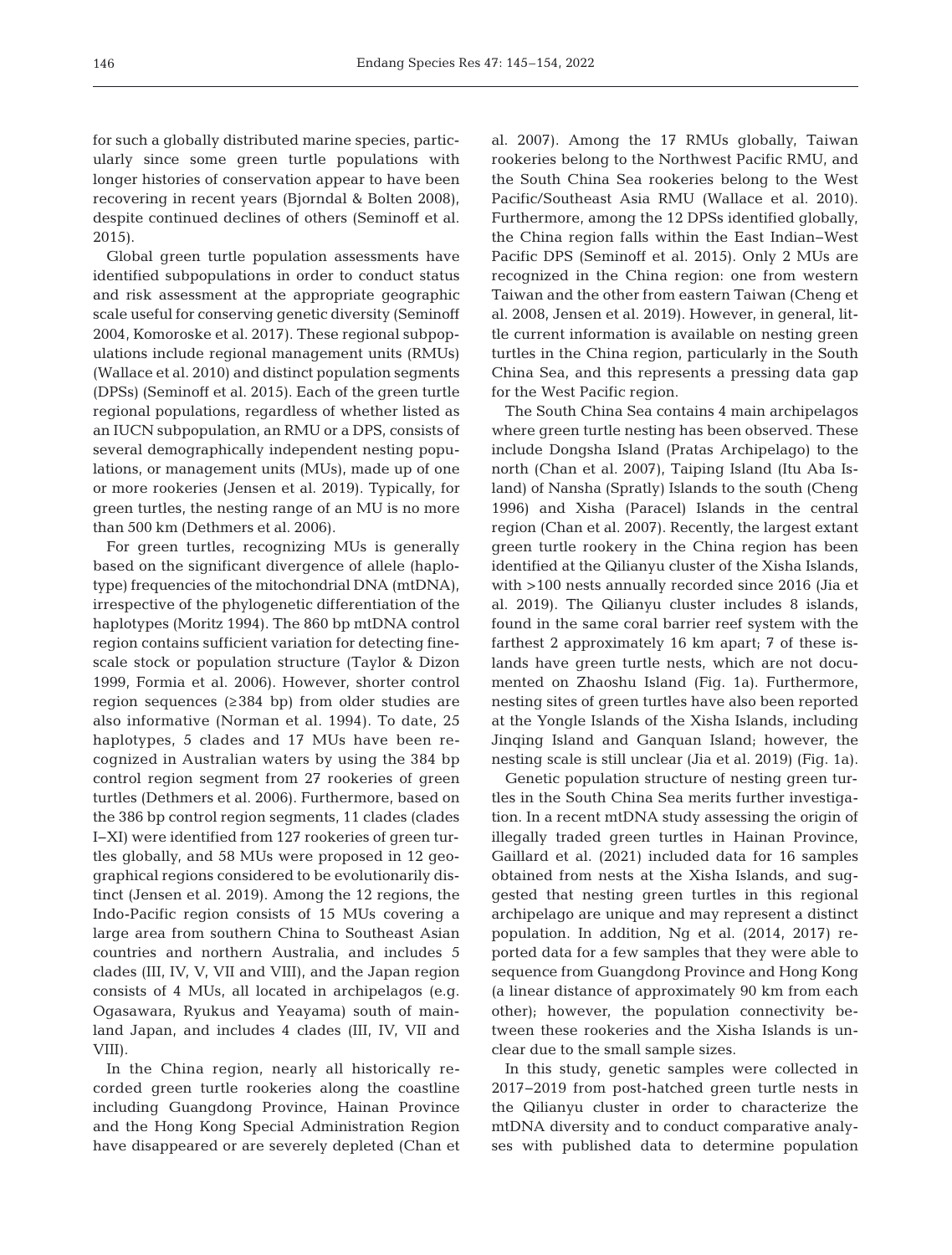for such a globally distributed marine species, particularly since some green turtle populations with longer histories of conservation appear to have been recovering in recent years (Bjorndal & Bolten 2008), despite continued declines of others (Seminoff et al. 2015).

Global green turtle population assessments have identified subpopulations in order to conduct status and risk assessment at the appropriate geographic scale useful for conserving genetic diversity (Seminoff 2004, Komoroske et al. 2017). These regional subpopulations include regional management units (RMUs) (Wallace et al. 2010) and distinct population segments (DPSs) (Seminoff et al. 2015). Each of the green turtle regional populations, regardless of whether listed as an IUCN subpopulation, an RMU or a DPS, consists of several demographically independent nesting populations, or management units (MUs), made up of one or more rookeries (Jensen et al. 2019). Typically, for green turtles, the nesting range of an MU is no more than 500 km (Dethmers et al. 2006).

For green turtles, recognizing MUs is generally based on the significant divergence of allele (haplotype) frequencies of the mitochondrial DNA (mtDNA), irrespective of the phylogenetic differentiation of the haplotypes (Moritz 1994). The 860 bp mtDNA control region contains sufficient variation for detecting fine-scale stock or population structure (Taylor & Dizon 1999, Formia et al. 2006). However, shorter control region sequences (≥384 bp) from older studies are also informative (Norman et al. 1994). To date, 25 haplotypes, 5 clades and 17 MUs have been recognized in Australian waters by using the 384 bp control region segment from 27 rookeries of green turtles (Dethmers et al. 2006). Furthermore, based on the 386 bp control region segments, 11 clades (clades I–XI) were identified from 127 rookeries of green turtles globally, and 58 MUs were proposed in 12 geographical regions considered to be evolutionarily distinct (Jensen et al. 2019). Among the 12 regions, the Indo-Pacific region consists of 15 MUs covering a large area from southern China to Southeast Asian countries and northern Australia, and includes 5 clades (III, IV, V, VII and VIII), and the Japan region consists of 4 MUs, all located in archipelagos (e.g. Ogasawara, Ryukus and Yeayama) south of mainland Japan, and includes 4 clades (III, IV, VII and VIII).

In the China region, nearly all historically recorded green turtle rookeries along the coastline including Guangdong Province, Hainan Province and the Hong Kong Special Administration Region have disappeared or are severely depleted (Chan et al. 2007). Among the 17 RMUs globally, Taiwan rookeries belong to the Northwest Pacific RMU, and the South China Sea rookeries belong to the West Pacific/Southeast Asia RMU (Wallace et al. 2010). Furthermore, among the 12 DPSs identified globally, the China region falls within the East Indian–West Pacific DPS (Seminoff et al. 2015). Only 2 MUs are recognized in the China region: one from western Taiwan and the other from eastern Taiwan (Cheng et al. 2008, Jensen et al. 2019). However, in general, little current information is available on nesting green turtles in the China region, particularly in the South China Sea, and this represents a pressing data gap for the West Pacific region.

The South China Sea contains 4 main archipelagos where green turtle nesting has been observed. These include Dongsha Island (Pratas Archipelago) to the north (Chan et al. 2007), Taiping Island (Itu Aba Island) of Nansha (Spratly) Islands to the south (Cheng 1996) and Xisha (Paracel) Islands in the central region (Chan et al. 2007). Recently, the largest extant green turtle rookery in the China region has been identified at the Qilianyu cluster of the Xisha Islands, with >100 nests annually recorded since 2016 (Jia et al. 2019). The Qilianyu cluster includes 8 islands, found in the same coral barrier reef system with the farthest 2 approximately 16 km apart; 7 of these islands have green turtle nests, which are not documented on Zhaoshu Island (Fig. 1a). Furthermore, nesting sites of green turtles have also been reported at the Yongle Islands of the Xisha Islands, including Jinqing Island and Ganquan Island; however, the nesting scale is still unclear (Jia et al. 2019) (Fig. 1a).

Genetic population structure of nesting green turtles in the South China Sea merits further investigation. In a recent mtDNA study assessing the origin of illegally traded green turtles in Hainan Province, Gaillard et al. (2021) included data for 16 samples obtained from nests at the Xisha Islands, and suggested that nesting green turtles in this regional archipelago are unique and may represent a distinct population. In addition, Ng et al. (2014, 2017) reported data for a few samples that they were able to sequence from Guangdong Province and Hong Kong (a linear distance of approximately 90 km from each other); however, the population connectivity between these rookeries and the Xisha Islands is unclear due to the small sample sizes.

In this study, genetic samples were collected in 2017–2019 from post-hatched green turtle nests in the Qilianyu cluster in order to characterize the mtDNA diversity and to conduct comparative analyses with published data to determine population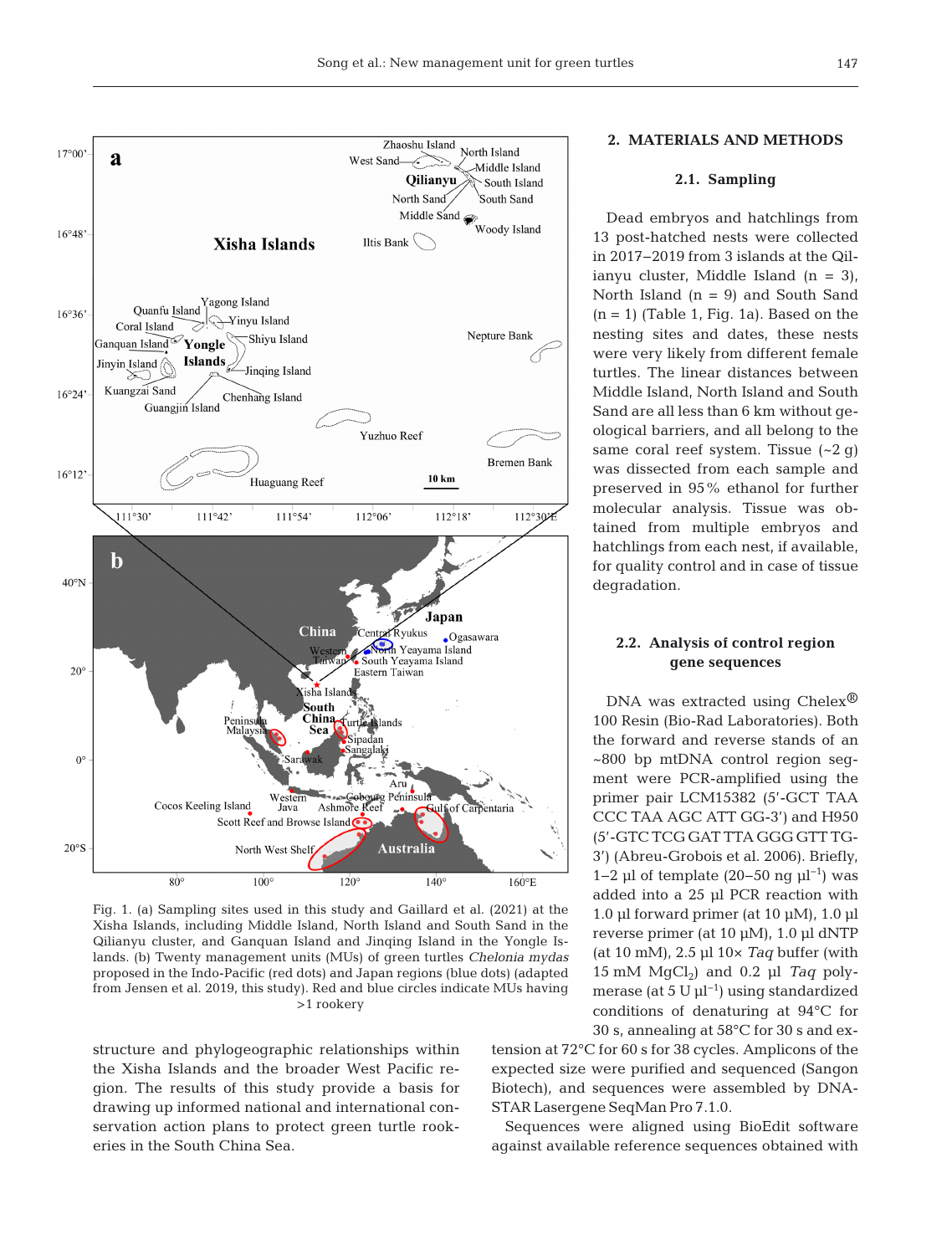Fig. 1. (a) Sampling sites used in this study and Gaillard et al. (2021) at the Xisha Islands, including Middle Island, North Island and South Sand in the Qilianyu cluster, and Ganquan Island and Jinqing Island in the Yongle Islands. (b) Twenty management units (MUs) of green turtles *Chelonia mydas* proposed in the Indo-Pacific (red dots) and Japan regions (blue dots) (adapted from Jensen et al. 2019, this study). Red and blue circles indicate MUs having >1 rookery

structure and phylogeographic relationships within the Xisha Islands and the broader West Pacific region. The results of this study provide a basis for drawing up informed national and international conservation action plans to protect green turtle rookeries in the South China Sea.

## 2. MATERIALS AND METHODS

### 2.1. Sampling

Dead embryos and hatchlings from 13 post-hatched nests were collected in 2017–2019 from 3 islands at the Qilianyu cluster, Middle Island (n = 3), North Island (n = 9) and South Sand (n = 1) (Table 1, Fig. 1a). Based on the nesting sites and dates, these nests were very likely from different female turtles. The linear distances between Middle Island, North Island and South Sand are all less than 6 km without geological barriers, and all belong to the same coral reef system. Tissue (~2 g) was dissected from each sample and preserved in 95% ethanol for further molecular analysis. Tissue was obtained from multiple embryos and hatchlings from each nest, if available, for quality control and in case of tissue degradation.

### 2.2. Analysis of control region gene sequences

DNA was extracted using Chelex® 100 Resin (Bio-Rad Laboratories). Both the forward and reverse stands of an ~800 bp mtDNA control region segment were PCR-amplified using the primer pair LCM15382 (5′-GCT TAA CCC TAA AGC ATT GG-3′) and H950 (5′-GTC TCG GAT TTA GGG GTT TG-3′) (Abreu-Grobois et al. 2006). Briefly, 1–2 µl of template (20–50 ng $\mu l^{-1}$) was added into a 25 µl PCR reaction with 1.0 µl forward primer (at 10 µM), 1.0 µl reverse primer (at 10 µM), 1.0 µl dNTP (at 10 mM), 2.5 µl 10× *Taq* buffer (with 15 mM $MgCl_2$) and 0.2 µl *Taq* polymerase (at 5 U $\mu l^{-1}$) using standardized conditions of denaturing at 94°C for 30 s, annealing at 58°C for 30 s and extension at 72°C for 60 s for 38 cycles. Amplicons of the expected size were purified and sequenced (Sangon Biotech), and sequences were assembled by DNASTAR Lasergene SeqMan Pro 7.1.0.

Sequences were aligned using BioEdit software against available reference sequences obtained with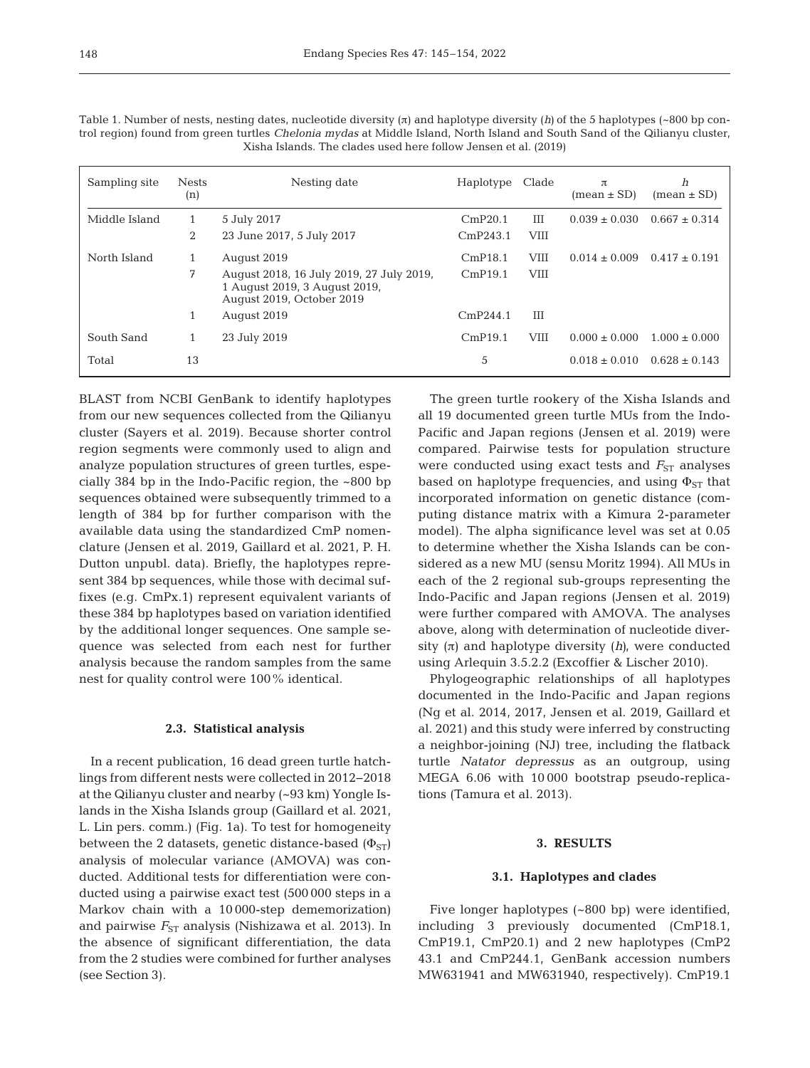Table 1. Number of nests, nesting dates, nucleotide diversity (π) and haplotype diversity (*h*) of the 5 haplotypes (~800 bp control region) found from green turtles *Chelonia mydas* at Middle Island, North Island and South Sand of the Qilianyu cluster, Xisha Islands. The clades used here follow Jensen et al. (2019)

| Sampling site | Nests (n) | Nesting date | Haplotype | Clade | π (mean ± SD) | *h* (mean ± SD) |
|---|---|---|---|---|---|---|
| Middle Island | 1 | 5 July 2017 | CmP20.1 | III | 0.039 ± 0.030 | 0.667 ± 0.314 |
| | 2 | 23 June 2017, 5 July 2017 | CmP243.1 | VIII | | |
| North Island | 1 | August 2019 | CmP18.1 | VIII | 0.014 ± 0.009 | 0.417 ± 0.191 |
| | 7 | August 2018, 16 July 2019, 27 July 2019, 1 August 2019, 3 August 2019, August 2019, October 2019 | CmP19.1 | VIII | | |
| | 1 | August 2019 | CmP244.1 | III | | |
| South Sand | 1 | 23 July 2019 | CmP19.1 | VIII | 0.000 ± 0.000 | 1.000 ± 0.000 |
| Total | 13 | | 5 | | 0.018 ± 0.010 | 0.628 ± 0.143 |

BLAST from NCBI GenBank to identify haplotypes from our new sequences collected from the Qilianyu cluster (Sayers et al. 2019). Because shorter control region segments were commonly used to align and analyze population structures of green turtles, especially 384 bp in the Indo-Pacific region, the ~800 bp sequences obtained were subsequently trimmed to a length of 384 bp for further comparison with the available data using the standardized CmP nomenclature (Jensen et al. 2019, Gaillard et al. 2021, P. H. Dutton unpubl. data). Briefly, the haplotypes represent 384 bp sequences, while those with decimal suffixes (e.g. CmPx.1) represent equivalent variants of these 384 bp haplotypes based on variation identified by the additional longer sequences. One sample sequence was selected from each nest for further analysis because the random samples from the same nest for quality control were 100% identical.

### 2.3. Statistical analysis

In a recent publication, 16 dead green turtle hatchlings from different nests were collected in 2012–2018 at the Qilianyu cluster and nearby (~93 km) Yongle Islands in the Xisha Islands group (Gaillard et al. 2021, L. Lin pers. comm.) (Fig. 1a). To test for homogeneity between the 2 datasets, genetic distance-based ($\Phi_{ST}$) analysis of molecular variance (AMOVA) was conducted. Additional tests for differentiation were conducted using a pairwise exact test (500 000 steps in a Markov chain with a 10 000-step dememorization) and pairwise $F_{ST}$ analysis (Nishizawa et al. 2013). In the absence of significant differentiation, the data from the 2 studies were combined for further analyses (see Section 3).

The green turtle rookery of the Xisha Islands and all 19 documented green turtle MUs from the Indo-Pacific and Japan regions (Jensen et al. 2019) were compared. Pairwise tests for population structure were conducted using exact tests and $F_{ST}$ analyses based on haplotype frequencies, and using $\Phi_{ST}$ that incorporated information on genetic distance (computing distance matrix with a Kimura 2-parameter model). The alpha significance level was set at 0.05 to determine whether the Xisha Islands can be considered as a new MU (sensu Moritz 1994). All MUs in each of the 2 regional sub-groups representing the Indo-Pacific and Japan regions (Jensen et al. 2019) were further compared with AMOVA. The analyses above, along with determination of nucleotide diversity (π) and haplotype diversity (*h*), were conducted using Arlequin 3.5.2.2 (Excoffier & Lischer 2010).

Phylogeographic relationships of all haplotypes documented in the Indo-Pacific and Japan regions (Ng et al. 2014, 2017, Jensen et al. 2019, Gaillard et al. 2021) and this study were inferred by constructing a neighbor-joining (NJ) tree, including the flatback turtle *Natator depressus* as an outgroup, using MEGA 6.06 with 10 000 bootstrap pseudo-replications (Tamura et al. 2013).

## 3. RESULTS

### 3.1. Haplotypes and clades

Five longer haplotypes (~800 bp) were identified, including 3 previously documented (CmP18.1, CmP19.1, CmP20.1) and 2 new haplotypes (CmP243.1 and CmP244.1, GenBank accession numbers MW631941 and MW631940, respectively). CmP19.1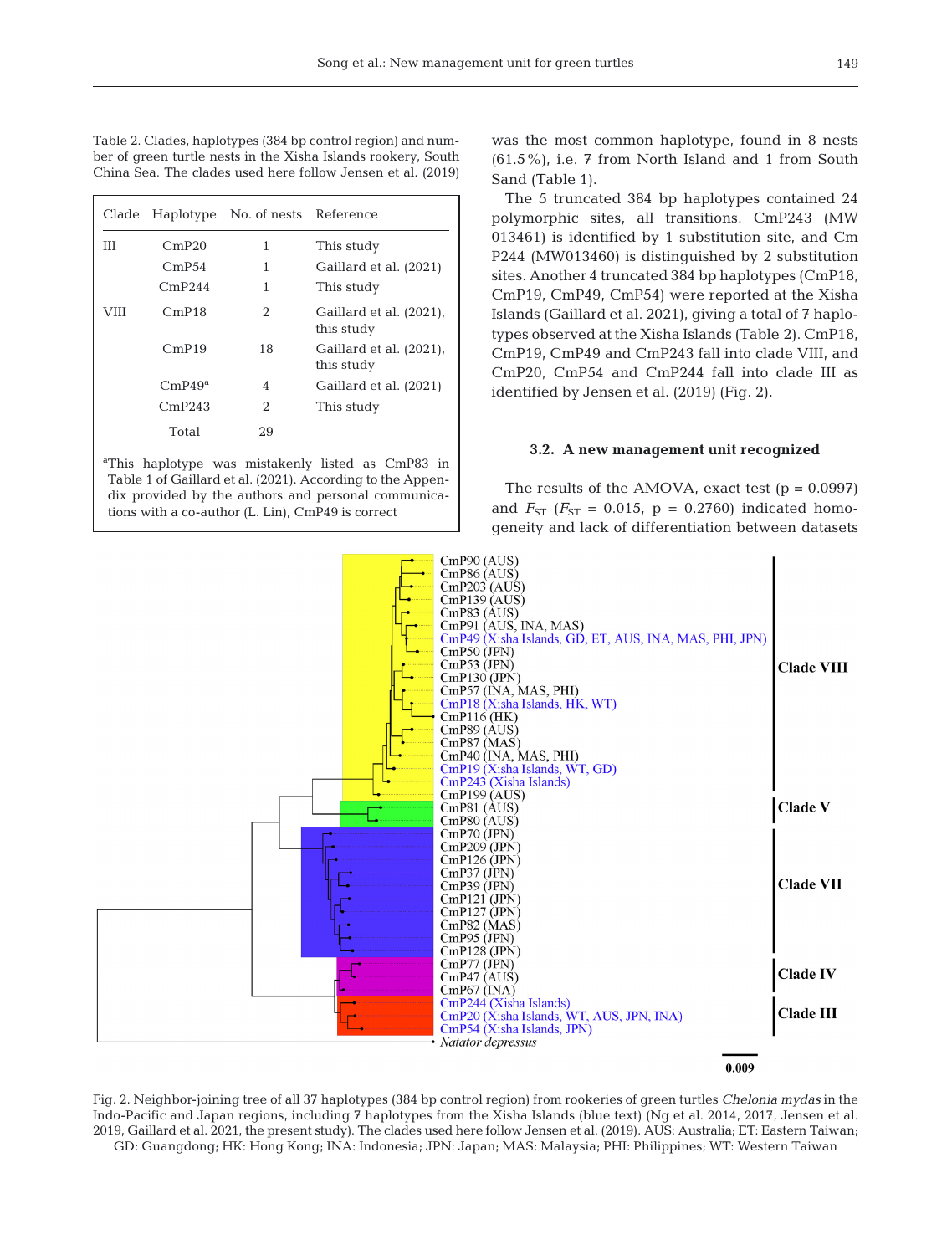Table 2. Clades, haplotypes (384 bp control region) and number of green turtle nests in the Xisha Islands rookery, South China Sea. The clades used here follow Jensen et al. (2019)

| Clade | Haplotype | No. of nests | Reference |
|---|---|---|---|
| III | CmP20 | 1 | This study |
| | CmP54 | 1 | Gaillard et al. (2021) |
| | CmP244 | 1 | This study |
| VIII | CmP18 | 2 | Gaillard et al. (2021), this study |
| | CmP19 | 18 | Gaillard et al. (2021), this study |
| | CmP49[a] | 4 | Gaillard et al. (2021) |
| | CmP243 | 2 | This study |
| | Total | 29 | |

[a]This haplotype was mistakenly listed as CmP83 in Table 1 of Gaillard et al. (2021). According to the Appendix provided by the authors and personal communications with a co-author (L. Lin), CmP49 is correct

was the most common haplotype, found in 8 nests (61.5%), i.e. 7 from North Island and 1 from South Sand (Table 1).

The 5 truncated 384 bp haplotypes contained 24 polymorphic sites, all transitions. CmP243 (MW 013461) is identified by 1 substitution site, and Cm P244 (MW013460) is distinguished by 2 substitution sites. Another 4 truncated 384 bp haplotypes (CmP18, CmP19, CmP49, CmP54) were reported at the Xisha Islands (Gaillard et al. 2021), giving a total of 7 haplotypes observed at the Xisha Islands (Table 2). CmP18, CmP19, CmP49 and CmP243 fall into clade VIII, and CmP20, CmP54 and CmP244 fall into clade III as identified by Jensen et al. (2019) (Fig. 2).

### 3.2. A new management unit recognized

The results of the AMOVA, exact test ($p = 0.0997$) and $F_{ST}$ ($F_{ST} = 0.015$, $p = 0.2760$) indicated homogeneity and lack of differentiation between datasets

Fig. 2. Neighbor-joining tree of all 37 haplotypes (384 bp control region) from rookeries of green turtles *Chelonia mydas* in the Indo-Pacific and Japan regions, including 7 haplotypes from the Xisha Islands (blue text) (Ng et al. 2014, 2017, Jensen et al. 2019, Gaillard et al. 2021, the present study). The clades used here follow Jensen et al. (2019). AUS: Australia; ET: Eastern Taiwan; GD: Guangdong; HK: Hong Kong; INA: Indonesia; JPN: Japan; MAS: Malaysia; PHI: Philippines; WT: Western Taiwan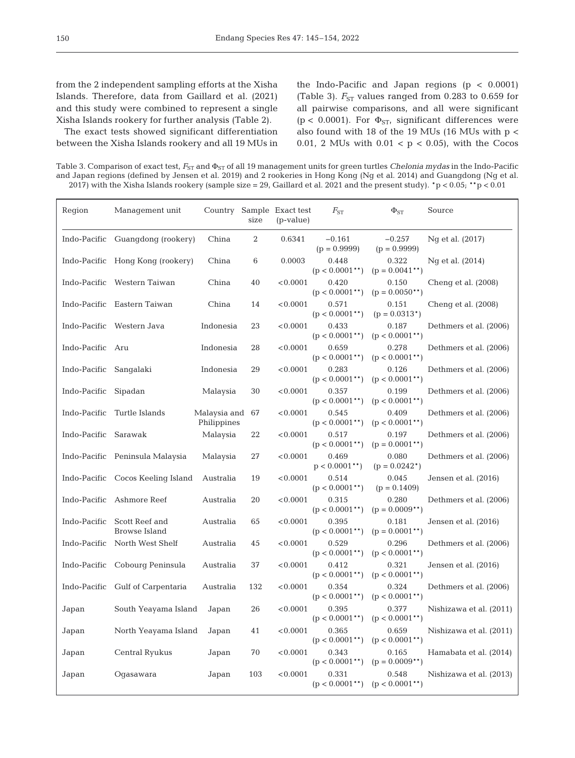from the 2 independent sampling efforts at the Xisha Islands. Therefore, data from Gaillard et al. (2021) and this study were combined to represent a single Xisha Islands rookery for further analysis (Table 2).

The exact tests showed significant differentiation between the Xisha Islands rookery and all 19 MUs in the Indo-Pacific and Japan regions ($p < 0.0001$) (Table 3). $F_{ST}$ values ranged from 0.283 to 0.659 for all pairwise comparisons, and all were significant ($p < 0.0001$). For $\Phi_{ST}$, significant differences were also found with 18 of the 19 MUs (16 MUs with $p < 0.01$, 2 MUs with $0.01 < p < 0.05$), with the Cocos

Table 3. Comparison of exact test, $F_{ST}$ and $\Phi_{ST}$ of all 19 management units for green turtles *Chelonia mydas* in the Indo-Pacific and Japan regions (defined by Jensen et al. 2019) and 2 rookeries in Hong Kong (Ng et al. 2014) and Guangdong (Ng et al. 2017) with the Xisha Islands rookery (sample size = 29, Gaillard et al. 2021 and the present study). *p < 0.05; **p < 0.01

| Region | Management unit | Country | Sample size | Exact test (p-value) | $F_{ST}$ | $\Phi_{ST}$ | Source |
|---|---|---|---|---|---|---|---|
| Indo-Pacific | Guangdong (rookery) | China | 2 | 0.6341 | −0.161 (p = 0.9999) | −0.257 (p = 0.9999) | Ng et al. (2017) |
| Indo-Pacific | Hong Kong (rookery) | China | 6 | 0.0003 | 0.448 (p < 0.0001**) | 0.322 (p = 0.0041**) | Ng et al. (2014) |
| Indo-Pacific | Western Taiwan | China | 40 | <0.0001 | 0.420 (p < 0.0001**) | 0.150 (p = 0.0050**) | Cheng et al. (2008) |
| Indo-Pacific | Eastern Taiwan | China | 14 | <0.0001 | 0.571 (p < 0.0001**) | 0.151 (p = 0.0313*) | Cheng et al. (2008) |
| Indo-Pacific | Western Java | Indonesia | 23 | <0.0001 | 0.433 (p < 0.0001**) | 0.187 (p < 0.0001**) | Dethmers et al. (2006) |
| Indo-Pacific | Aru | Indonesia | 28 | <0.0001 | 0.659 (p < 0.0001**) | 0.278 (p < 0.0001**) | Dethmers et al. (2006) |
| Indo-Pacific | Sangalaki | Indonesia | 29 | <0.0001 | 0.283 (p < 0.0001**) | 0.126 (p < 0.0001**) | Dethmers et al. (2006) |
| Indo-Pacific | Sipadan | Malaysia | 30 | <0.0001 | 0.357 (p < 0.0001**) | 0.199 (p < 0.0001**) | Dethmers et al. (2006) |
| Indo-Pacific | Turtle Islands | Malaysia and Philippines | 67 | <0.0001 | 0.545 (p < 0.0001**) | 0.409 (p < 0.0001**) | Dethmers et al. (2006) |
| Indo-Pacific | Sarawak | Malaysia | 22 | <0.0001 | 0.517 (p < 0.0001**) | 0.197 (p = 0.0001**) | Dethmers et al. (2006) |
| Indo-Pacific | Peninsula Malaysia | Malaysia | 27 | <0.0001 | 0.469 p < 0.0001**) | 0.080 (p = 0.0242*) | Dethmers et al. (2006) |
| Indo-Pacific | Cocos Keeling Island | Australia | 19 | <0.0001 | 0.514 (p < 0.0001**) | 0.045 (p = 0.1409) | Jensen et al. (2016) |
| Indo-Pacific | Ashmore Reef | Australia | 20 | <0.0001 | 0.315 (p < 0.0001**) | 0.280 (p = 0.0009**) | Dethmers et al. (2006) |
| Indo-Pacific | Scott Reef and Browse Island | Australia | 65 | <0.0001 | 0.395 (p < 0.0001**) | 0.181 (p = 0.0001**) | Jensen et al. (2016) |
| Indo-Pacific | North West Shelf | Australia | 45 | <0.0001 | 0.529 (p < 0.0001**) | 0.296 (p < 0.0001**) | Dethmers et al. (2006) |
| Indo-Pacific | Cobourg Peninsula | Australia | 37 | <0.0001 | 0.412 (p < 0.0001**) | 0.321 (p < 0.0001**) | Jensen et al. (2016) |
| Indo-Pacific | Gulf of Carpentaria | Australia | 132 | <0.0001 | 0.354 (p < 0.0001**) | 0.324 (p < 0.0001**) | Dethmers et al. (2006) |
| Japan | South Yeayama Island | Japan | 26 | <0.0001 | 0.395 (p < 0.0001**) | 0.377 (p < 0.0001**) | Nishizawa et al. (2011) |
| Japan | North Yeayama Island | Japan | 41 | <0.0001 | 0.365 (p < 0.0001**) | 0.659 (p < 0.0001**) | Nishizawa et al. (2011) |
| Japan | Central Ryukus | Japan | 70 | <0.0001 | 0.343 (p < 0.0001**) | 0.165 (p = 0.0009**) | Hamabata et al. (2014) |
| Japan | Ogasawara | Japan | 103 | <0.0001 | 0.331 (p < 0.0001**) | 0.548 (p < 0.0001**) | Nishizawa et al. (2013) |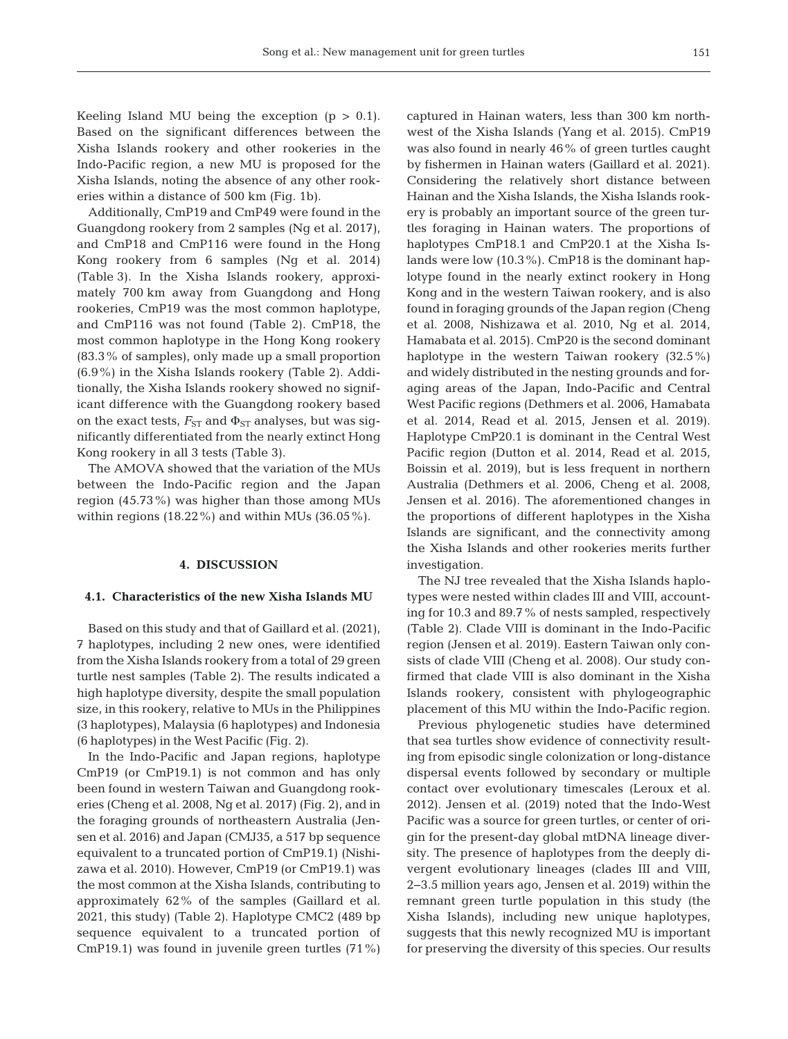Keeling Island MU being the exception ($p > 0.1$). Based on the significant differences between the Xisha Islands rookery and other rookeries in the Indo-Pacific region, a new MU is proposed for the Xisha Islands, noting the absence of any other rookeries within a distance of 500 km (Fig. 1b).

Additionally, CmP19 and CmP49 were found in the Guangdong rookery from 2 samples (Ng et al. 2017), and CmP18 and CmP116 were found in the Hong Kong rookery from 6 samples (Ng et al. 2014) (Table 3). In the Xisha Islands rookery, approximately 700 km away from Guangdong and Hong rookeries, CmP19 was the most common haplotype, and CmP116 was not found (Table 2). CmP18, the most common haplotype in the Hong Kong rookery (83.3% of samples), only made up a small proportion (6.9%) in the Xisha Islands rookery (Table 2). Additionally, the Xisha Islands rookery showed no significant difference with the Guangdong rookery based on the exact tests, $F_{ST}$ and $\Phi_{ST}$ analyses, but was significantly differentiated from the nearly extinct Hong Kong rookery in all 3 tests (Table 3).

The AMOVA showed that the variation of the MUs between the Indo-Pacific region and the Japan region (45.73%) was higher than those among MUs within regions (18.22%) and within MUs (36.05%).

## 4. DISCUSSION

### 4.1. Characteristics of the new Xisha Islands MU

Based on this study and that of Gaillard et al. (2021), 7 haplotypes, including 2 new ones, were identified from the Xisha Islands rookery from a total of 29 green turtle nest samples (Table 2). The results indicated a high haplotype diversity, despite the small population size, in this rookery, relative to MUs in the Philippines (3 haplotypes), Malaysia (6 haplotypes) and Indonesia (6 haplotypes) in the West Pacific (Fig. 2).

In the Indo-Pacific and Japan regions, haplotype CmP19 (or CmP19.1) is not common and has only been found in western Taiwan and Guangdong rookeries (Cheng et al. 2008, Ng et al. 2017) (Fig. 2), and in the foraging grounds of northeastern Australia (Jensen et al. 2016) and Japan (CMJ35, a 517 bp sequence equivalent to a truncated portion of CmP19.1) (Nishizawa et al. 2010). However, CmP19 (or CmP19.1) was the most common at the Xisha Islands, contributing to approximately 62% of the samples (Gaillard et al. 2021, this study) (Table 2). Haplotype CMC2 (489 bp sequence equivalent to a truncated portion of CmP19.1) was found in juvenile green turtles (71%) captured in Hainan waters, less than 300 km northwest of the Xisha Islands (Yang et al. 2015). CmP19 was also found in nearly 46% of green turtles caught by fishermen in Hainan waters (Gaillard et al. 2021). Considering the relatively short distance between Hainan and the Xisha Islands, the Xisha Islands rookery is probably an important source of the green turtles foraging in Hainan waters. The proportions of haplotypes CmP18.1 and CmP20.1 at the Xisha Islands were low (10.3%). CmP18 is the dominant haplotype found in the nearly extinct rookery in Hong Kong and in the western Taiwan rookery, and is also found in foraging grounds of the Japan region (Cheng et al. 2008, Nishizawa et al. 2010, Ng et al. 2014, Hamabata et al. 2015). CmP20 is the second dominant haplotype in the western Taiwan rookery (32.5%) and widely distributed in the nesting grounds and foraging areas of the Japan, Indo-Pacific and Central West Pacific regions (Dethmers et al. 2006, Hamabata et al. 2014, Read et al. 2015, Jensen et al. 2019). Haplotype CmP20.1 is dominant in the Central West Pacific region (Dutton et al. 2014, Read et al. 2015, Boissin et al. 2019), but is less frequent in northern Australia (Dethmers et al. 2006, Cheng et al. 2008, Jensen et al. 2016). The aforementioned changes in the proportions of different haplotypes in the Xisha Islands are significant, and the connectivity among the Xisha Islands and other rookeries merits further investigation.

The NJ tree revealed that the Xisha Islands haplotypes were nested within clades III and VIII, accounting for 10.3 and 89.7% of nests sampled, respectively (Table 2). Clade VIII is dominant in the Indo-Pacific region (Jensen et al. 2019). Eastern Taiwan only consists of clade VIII (Cheng et al. 2008). Our study confirmed that clade VIII is also dominant in the Xisha Islands rookery, consistent with phylogeographic placement of this MU within the Indo-Pacific region.

Previous phylogenetic studies have determined that sea turtles show evidence of connectivity resulting from episodic single colonization or long-distance dispersal events followed by secondary or multiple contact over evolutionary timescales (Leroux et al. 2012). Jensen et al. (2019) noted that the Indo-West Pacific was a source for green turtles, or center of origin for the present-day global mtDNA lineage diversity. The presence of haplotypes from the deeply divergent evolutionary lineages (clades III and VIII, 2–3.5 million years ago, Jensen et al. 2019) within the remnant green turtle population in this study (the Xisha Islands), including new unique haplotypes, suggests that this newly recognized MU is important for preserving the diversity of this species. Our results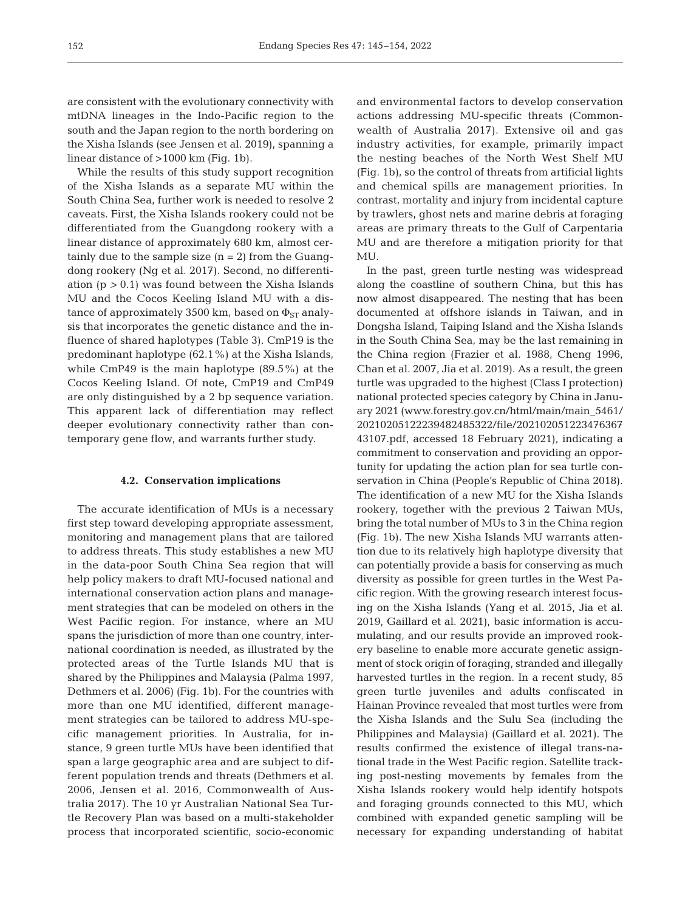are consistent with the evolutionary connectivity with mtDNA lineages in the Indo-Pacific region to the south and the Japan region to the north bordering on the Xisha Islands (see Jensen et al. 2019), spanning a linear distance of >1000 km (Fig. 1b).

While the results of this study support recognition of the Xisha Islands as a separate MU within the South China Sea, further work is needed to resolve 2 caveats. First, the Xisha Islands rookery could not be differentiated from the Guangdong rookery with a linear distance of approximately 680 km, almost certainly due to the sample size (n = 2) from the Guangdong rookery (Ng et al. 2017). Second, no differentiation ($p > 0.1$) was found between the Xisha Islands MU and the Cocos Keeling Island MU with a distance of approximately 3500 km, based on $\Phi_{ST}$ analysis that incorporates the genetic distance and the influence of shared haplotypes (Table 3). CmP19 is the predominant haplotype (62.1%) at the Xisha Islands, while CmP49 is the main haplotype (89.5%) at the Cocos Keeling Island. Of note, CmP19 and CmP49 are only distinguished by a 2 bp sequence variation. This apparent lack of differentiation may reflect deeper evolutionary connectivity rather than contemporary gene flow, and warrants further study.

### 4.2. Conservation implications

The accurate identification of MUs is a necessary first step toward developing appropriate assessment, monitoring and management plans that are tailored to address threats. This study establishes a new MU in the data-poor South China Sea region that will help policy makers to draft MU-focused national and international conservation action plans and management strategies that can be modeled on others in the West Pacific region. For instance, where an MU spans the jurisdiction of more than one country, international coordination is needed, as illustrated by the protected areas of the Turtle Islands MU that is shared by the Philippines and Malaysia (Palma 1997, Dethmers et al. 2006) (Fig. 1b). For the countries with more than one MU identified, different management strategies can be tailored to address MU-specific management priorities. In Australia, for instance, 9 green turtle MUs have been identified that span a large geographic area and are subject to different population trends and threats (Dethmers et al. 2006, Jensen et al. 2016, Commonwealth of Australia 2017). The 10 yr Australian National Sea Turtle Recovery Plan was based on a multi-stakeholder process that incorporated scientific, socio-economic and environmental factors to develop conservation actions addressing MU-specific threats (Commonwealth of Australia 2017). Extensive oil and gas industry activities, for example, primarily impact the nesting beaches of the North West Shelf MU (Fig. 1b), so the control of threats from artificial lights and chemical spills are management priorities. In contrast, mortality and injury from incidental capture by trawlers, ghost nets and marine debris at foraging areas are primary threats to the Gulf of Carpentaria MU and are therefore a mitigation priority for that MU.

In the past, green turtle nesting was widespread along the coastline of southern China, but this has now almost disappeared. The nesting that has been documented at offshore islands in Taiwan, and in Dongsha Island, Taiping Island and the Xisha Islands in the South China Sea, may be the last remaining in the China region (Frazier et al. 1988, Cheng 1996, Chan et al. 2007, Jia et al. 2019). As a result, the green turtle was upgraded to the highest (Class I protection) national protected species category by China in January 2021 (www.forestry.gov.cn/html/main/main_5461/20210205122239482485322/file/20210205122347636743107.pdf, accessed 18 February 2021), indicating a commitment to conservation and providing an opportunity for updating the action plan for sea turtle conservation in China (People's Republic of China 2018). The identification of a new MU for the Xisha Islands rookery, together with the previous 2 Taiwan MUs, bring the total number of MUs to 3 in the China region (Fig. 1b). The new Xisha Islands MU warrants attention due to its relatively high haplotype diversity that can potentially provide a basis for conserving as much diversity as possible for green turtles in the West Pacific region. With the growing research interest focusing on the Xisha Islands (Yang et al. 2015, Jia et al. 2019, Gaillard et al. 2021), basic information is accumulating, and our results provide an improved rookery baseline to enable more accurate genetic assignment of stock origin of foraging, stranded and illegally harvested turtles in the region. In a recent study, 85 green turtle juveniles and adults confiscated in Hainan Province revealed that most turtles were from the Xisha Islands and the Sulu Sea (including the Philippines and Malaysia) (Gaillard et al. 2021). The results confirmed the existence of illegal trans-national trade in the West Pacific region. Satellite tracking post-nesting movements by females from the Xisha Islands rookery would help identify hotspots and foraging grounds connected to this MU, which combined with expanded genetic sampling will be necessary for expanding understanding of habitat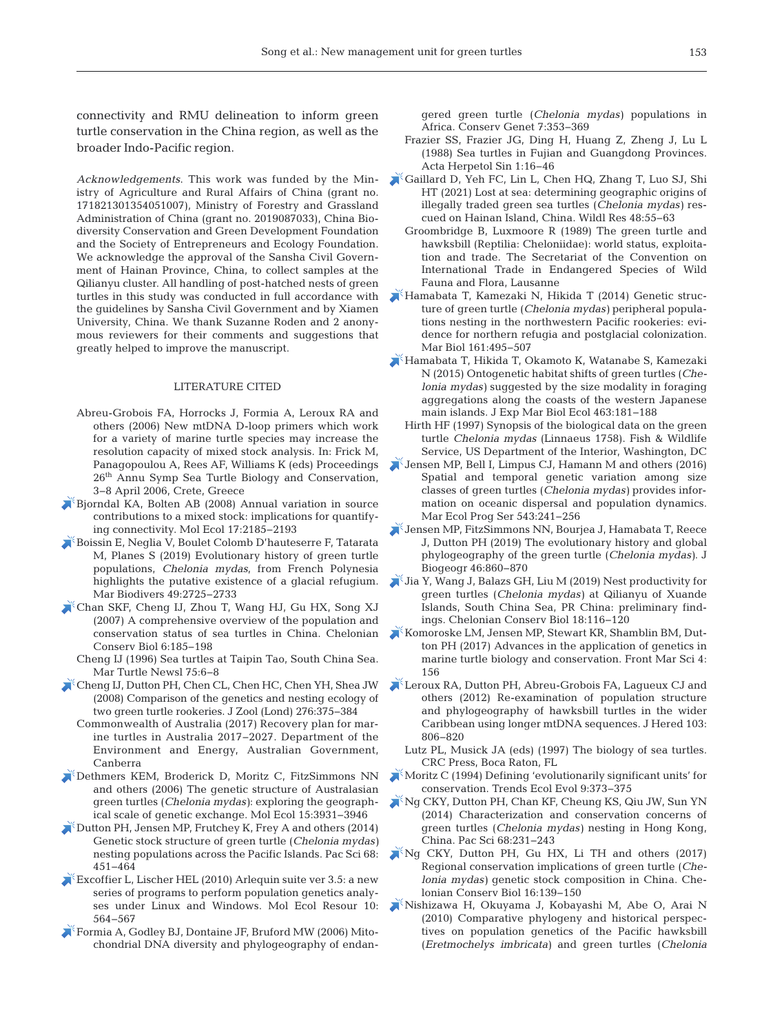connectivity and RMU delineation to inform green turtle conservation in the China region, as well as the broader Indo-Pacific region.

*Acknowledgements*. This work was funded by the Ministry of Agriculture and Rural Affairs of China (grant no. 171821301354051007), Ministry of Forestry and Grassland Administration of China (grant no. 2019087033), China Biodiversity Conservation and Green Development Foundation and the Society of Entrepreneurs and Ecology Foundation. We acknowledge the approval of the Sansha Civil Government of Hainan Province, China, to collect samples at the Qilianyu cluster. All handling of post-hatched nests of green turtles in this study was conducted in full accordance with the guidelines by Sansha Civil Government and by Xiamen University, China. We thank Suzanne Roden and 2 anonymous reviewers for their comments and suggestions that greatly helped to improve the manuscript.

## LITERATURE CITED

Abreu-Grobois FA, Horrocks J, Formia A, Leroux RA and others (2006) New mtDNA D-loop primers which work for a variety of marine turtle species may increase the resolution capacity of mixed stock analysis. In: Frick M, Panagopoulou A, Rees AF, Williams K (eds) Proceedings 26th Annu Symp Sea Turtle Biology and Conservation, 3–8 April 2006, Crete, Greece

Bjorndal KA, Bolten AB (2008) Annual variation in source contributions to a mixed stock: implications for quantifying connectivity. Mol Ecol 17:2185–2193

Boissin E, Neglia V, Boulet Colomb D'hauteserre F, Tatarata M, Planes S (2019) Evolutionary history of green turtle populations, *Chelonia mydas*, from French Polynesia highlights the putative existence of a glacial refugium. Mar Biodivers 49:2725–2733

Chan SKF, Cheng IJ, Zhou T, Wang HJ, Gu HX, Song XJ (2007) A comprehensive overview of the population and conservation status of sea turtles in China. Chelonian Conserv Biol 6:185–198

Cheng IJ (1996) Sea turtles at Taipin Tao, South China Sea. Mar Turtle Newsl 75:6–8

Cheng IJ, Dutton PH, Chen CL, Chen HC, Chen YH, Shea JW (2008) Comparison of the genetics and nesting ecology of two green turtle rookeries. J Zool (Lond) 276:375–384

Commonwealth of Australia (2017) Recovery plan for marine turtles in Australia 2017–2027. Department of the Environment and Energy, Australian Government, Canberra

Dethmers KEM, Broderick D, Moritz C, FitzSimmons NN and others (2006) The genetic structure of Australasian green turtles (*Chelonia mydas*): exploring the geographical scale of genetic exchange. Mol Ecol 15:3931–3946

Dutton PH, Jensen MP, Frutchey K, Frey A and others (2014) Genetic stock structure of green turtle (*Chelonia mydas*) nesting populations across the Pacific Islands. Pac Sci 68: 451–464

Excoffier L, Lischer HEL (2010) Arlequin suite ver 3.5: a new series of programs to perform population genetics analyses under Linux and Windows. Mol Ecol Resour 10: 564–567

Formia A, Godley BJ, Dontaine JF, Bruford MW (2006) Mitochondrial DNA diversity and phylogeography of endangered green turtle (*Chelonia mydas*) populations in Africa. Conserv Genet 7:353–369

Frazier SS, Frazier JG, Ding H, Huang Z, Zheng J, Lu L (1988) Sea turtles in Fujian and Guangdong Provinces. Acta Herpetol Sin 1:16–46

Gaillard D, Yeh FC, Lin L, Chen HQ, Zhang T, Luo SJ, Shi HT (2021) Lost at sea: determining geographic origins of illegally traded green sea turtles (*Chelonia mydas*) rescued on Hainan Island, China. Wildl Res 48:55–63

Groombridge B, Luxmoore R (1989) The green turtle and hawksbill (Reptilia: Cheloniidae): world status, exploitation and trade. The Secretariat of the Convention on International Trade in Endangered Species of Wild Fauna and Flora, Lausanne

Hamabata T, Kamezaki N, Hikida T (2014) Genetic structure of green turtle (*Chelonia mydas*) peripheral populations nesting in the northwestern Pacific rookeries: evidence for northern refugia and postglacial colonization. Mar Biol 161:495–507

Hamabata T, Hikida T, Okamoto K, Watanabe S, Kamezaki N (2015) Ontogenetic habitat shifts of green turtles (*Chelonia mydas*) suggested by the size modality in foraging aggregations along the coasts of the western Japanese main islands. J Exp Mar Biol Ecol 463:181–188

Hirth HF (1997) Synopsis of the biological data on the green turtle *Chelonia mydas* (Linnaeus 1758). Fish & Wildlife Service, US Department of the Interior, Washington, DC

Jensen MP, Bell I, Limpus CJ, Hamann M and others (2016) Spatial and temporal genetic variation among size classes of green turtles (*Chelonia mydas*) provides information on oceanic dispersal and population dynamics. Mar Ecol Prog Ser 543:241–256

Jensen MP, FitzSimmons NN, Bourjea J, Hamabata T, Reece J, Dutton PH (2019) The evolutionary history and global phylogeography of the green turtle (*Chelonia mydas*). J Biogeogr 46:860–870

Jia Y, Wang J, Balazs GH, Liu M (2019) Nest productivity for green turtles (*Chelonia mydas*) at Qilianyu of Xuande Islands, South China Sea, PR China: preliminary findings. Chelonian Conserv Biol 18:116–120

Komoroske LM, Jensen MP, Stewart KR, Shamblin BM, Dutton PH (2017) Advances in the application of genetics in marine turtle biology and conservation. Front Mar Sci 4: 156

Leroux RA, Dutton PH, Abreu-Grobois FA, Lagueux CJ and others (2012) Re-examination of population structure and phylogeography of hawksbill turtles in the wider Caribbean using longer mtDNA sequences. J Hered 103: 806–820

Lutz PL, Musick JA (eds) (1997) The biology of sea turtles. CRC Press, Boca Raton, FL

Moritz C (1994) Defining 'evolutionarily significant units' for conservation. Trends Ecol Evol 9:373–375

Ng CKY, Dutton PH, Chan KF, Cheung KS, Qiu JW, Sun YN (2014) Characterization and conservation concerns of green turtles (*Chelonia mydas*) nesting in Hong Kong, China. Pac Sci 68:231–243

Ng CKY, Dutton PH, Gu HX, Li TH and others (2017) Regional conservation implications of green turtle (*Chelonia mydas*) genetic stock composition in China. Chelonian Conserv Biol 16:139–150

Nishizawa H, Okuyama J, Kobayashi M, Abe O, Arai N (2010) Comparative phylogeny and historical perspectives on population genetics of the Pacific hawksbill (*Eretmochelys imbricata*) and green turtles (*Chelonia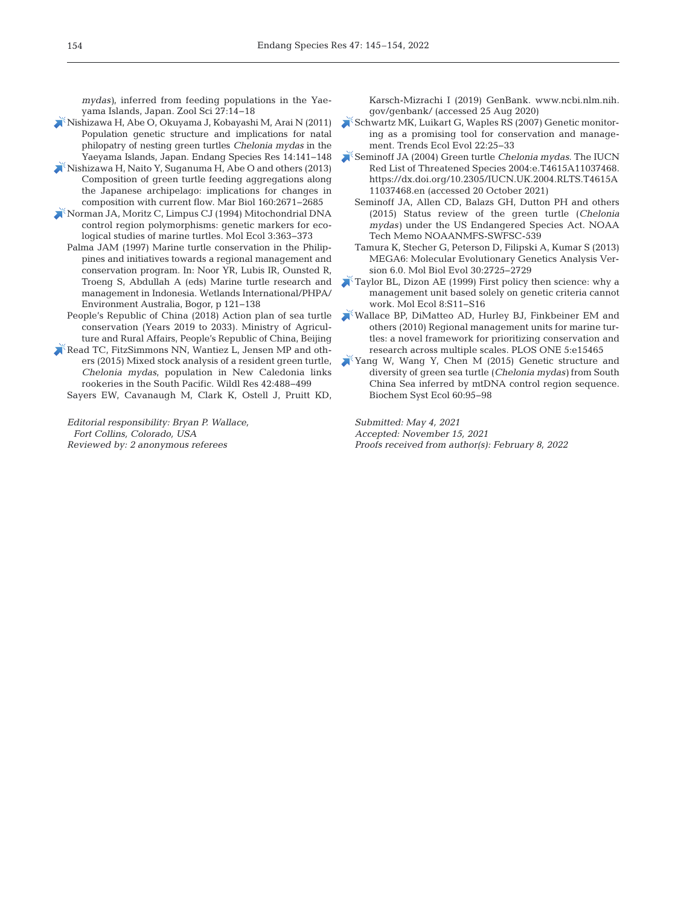*mydas*), inferred from feeding populations in the Yaeyama Islands, Japan. Zool Sci 27:14–18

Nishizawa H, Abe O, Okuyama J, Kobayashi M, Arai N (2011) Population genetic structure and implications for natal philopatry of nesting green turtles *Chelonia mydas* in the Yaeyama Islands, Japan. Endang Species Res 14:141–148

Nishizawa H, Naito Y, Suganuma H, Abe O and others (2013) Composition of green turtle feeding aggregations along the Japanese archipelago: implications for changes in composition with current flow. Mar Biol 160:2671–2685

Norman JA, Moritz C, Limpus CJ (1994) Mitochondrial DNA control region polymorphisms: genetic markers for ecological studies of marine turtles. Mol Ecol 3:363–373

Palma JAM (1997) Marine turtle conservation in the Philippines and initiatives towards a regional management and conservation program. In: Noor YR, Lubis IR, Ounsted R, Troeng S, Abdullah A (eds) Marine turtle research and management in Indonesia. Wetlands International/PHPA/Environment Australia, Bogor, p 121–138

People's Republic of China (2018) Action plan of sea turtle conservation (Years 2019 to 2033). Ministry of Agriculture and Rural Affairs, People's Republic of China, Beijing

Read TC, FitzSimmons NN, Wantiez L, Jensen MP and others (2015) Mixed stock analysis of a resident green turtle, *Chelonia mydas*, population in New Caledonia links rookeries in the South Pacific. Wildl Res 42:488–499

Sayers EW, Cavanaugh M, Clark K, Ostell J, Pruitt KD, Karsch-Mizrachi I (2019) GenBank. www.ncbi.nlm.nih.gov/genbank/ (accessed 25 Aug 2020)

Schwartz MK, Luikart G, Waples RS (2007) Genetic monitoring as a promising tool for conservation and management. Trends Ecol Evol 22:25–33

Seminoff JA (2004) Green turtle *Chelonia mydas*. The IUCN Red List of Threatened Species 2004:e.T4615A11037468. https://dx.doi.org/10.2305/IUCN.UK.2004.RLTS.T4615A11037468.en (accessed 20 October 2021)

Seminoff JA, Allen CD, Balazs GH, Dutton PH and others (2015) Status review of the green turtle (*Chelonia mydas*) under the US Endangered Species Act. NOAA Tech Memo NOAANMFS-SWFSC-539

Tamura K, Stecher G, Peterson D, Filipski A, Kumar S (2013) MEGA6: Molecular Evolutionary Genetics Analysis Version 6.0. Mol Biol Evol 30:2725–2729

Taylor BL, Dizon AE (1999) First policy then science: why a management unit based solely on genetic criteria cannot work. Mol Ecol 8:S11–S16

Wallace BP, DiMatteo AD, Hurley BJ, Finkbeiner EM and others (2010) Regional management units for marine turtles: a novel framework for prioritizing conservation and research across multiple scales. PLOS ONE 5:e15465

Yang W, Wang Y, Chen M (2015) Genetic structure and diversity of green sea turtle (*Chelonia mydas*) from South China Sea inferred by mtDNA control region sequence. Biochem Syst Ecol 60:95–98

*Editorial responsibility: Bryan P. Wallace, Fort Collins, Colorado, USA*
*Reviewed by: 2 anonymous referees*

*Submitted: May 4, 2021*
*Accepted: November 15, 2021*
*Proofs received from author(s): February 8, 2022*